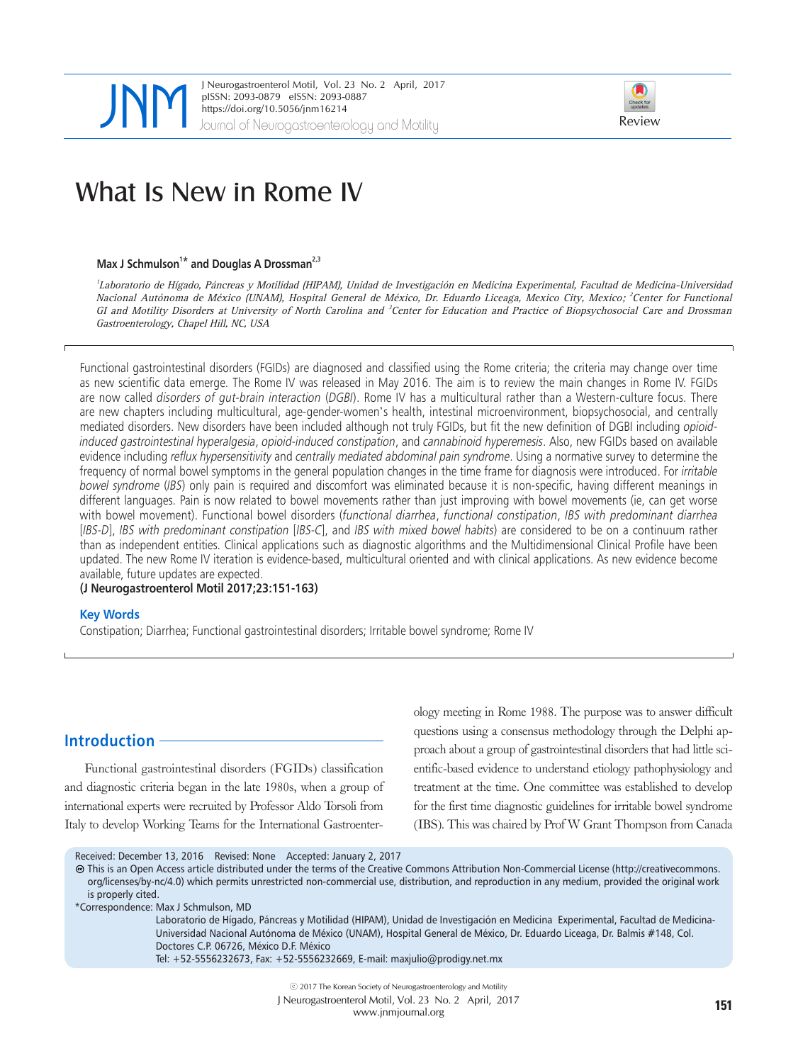Review

# What Is New in Rome IV

**Max J Schmulson[1]* and Douglas A Drossman[2,3]**

*[1]Laboratorio de Hígado, Páncreas y Motilidad (HIPAM), Unidad de Investigación en Medicina Experimental, Facultad de Medicina-Universidad Nacional Autónoma de México (UNAM), Hospital General de México, Dr. Eduardo Liceaga, Mexico City, Mexico; [2]Center for Functional GI and Motility Disorders at University of North Carolina and [3]Center for Education and Practice of Biopsychosocial Care and Drossman Gastroenterology, Chapel Hill, NC, USA*

Functional gastrointestinal disorders (FGIDs) are diagnosed and classified using the Rome criteria; the criteria may change over time as new scientific data emerge. The Rome IV was released in May 2016. The aim is to review the main changes in Rome IV. FGIDs are now called *disorders of gut-brain interaction* (*DGBI*). Rome IV has a multicultural rather than a Western-culture focus. There are new chapters including multicultural, age-gender-women's health, intestinal microenvironment, biopsychosocial, and centrally mediated disorders. New disorders have been included although not truly FGIDs, but fit the new definition of DGBI including *opioid-induced gastrointestinal hyperalgesia*, *opioid-induced constipation*, and *cannabinoid hyperemesis*. Also, new FGIDs based on available evidence including *reflux hypersensitivity* and *centrally mediated abdominal pain syndrome*. Using a normative survey to determine the frequency of normal bowel symptoms in the general population changes in the time frame for diagnosis were introduced. For *irritable bowel syndrome* (*IBS*) only pain is required and discomfort was eliminated because it is non-specific, having different meanings in different languages. Pain is now related to bowel movements rather than just improving with bowel movements (ie, can get worse with bowel movement). Functional bowel disorders (*functional diarrhea*, *functional constipation*, *IBS with predominant diarrhea* [*IBS-D*], *IBS with predominant constipation* [*IBS-C*], and *IBS with mixed bowel habits*) are considered to be on a continuum rather than as independent entities. Clinical applications such as diagnostic algorithms and the Multidimensional Clinical Profile have been updated. The new Rome IV iteration is evidence-based, multicultural oriented and with clinical applications. As new evidence become available, future updates are expected.

**(J Neurogastroenterol Motil 2017;23:151-163)**

**Key Words**

Constipation; Diarrhea; Functional gastrointestinal disorders; Irritable bowel syndrome; Rome IV

## Introduction

Functional gastrointestinal disorders (FGIDs) classification and diagnostic criteria began in the late 1980s, when a group of international experts were recruited by Professor Aldo Torsoli from Italy to develop Working Teams for the International Gastroenterology meeting in Rome 1988. The purpose was to answer difficult questions using a consensus methodology through the Delphi approach about a group of gastrointestinal disorders that had little scientific-based evidence to understand etiology pathophysiology and treatment at the time. One committee was established to develop for the first time diagnostic guidelines for irritable bowel syndrome (IBS). This was chaired by Prof W Grant Thompson from Canada

Received: December 13, 2016 Revised: None Accepted: January 2, 2017

This is an Open Access article distributed under the terms of the Creative Commons Attribution Non-Commercial License (http://creativecommons.org/licenses/by-nc/4.0) which permits unrestricted non-commercial use, distribution, and reproduction in any medium, provided the original work is properly cited.

*Correspondence: Max J Schmulson, MD
Laboratorio de Hígado, Páncreas y Motilidad (HIPAM), Unidad de Investigación en Medicina Experimental, Facultad de Medicina-Universidad Nacional Autónoma de México (UNAM), Hospital General de México, Dr. Eduardo Liceaga, Dr. Balmis #148, Col. Doctores C.P. 06726, México D.F. México
Tel: +52-5556232673, Fax: +52-5556232669, E-mail: maxjulio@prodigy.net.mx

© 2017 The Korean Society of Neurogastroenterology and Motility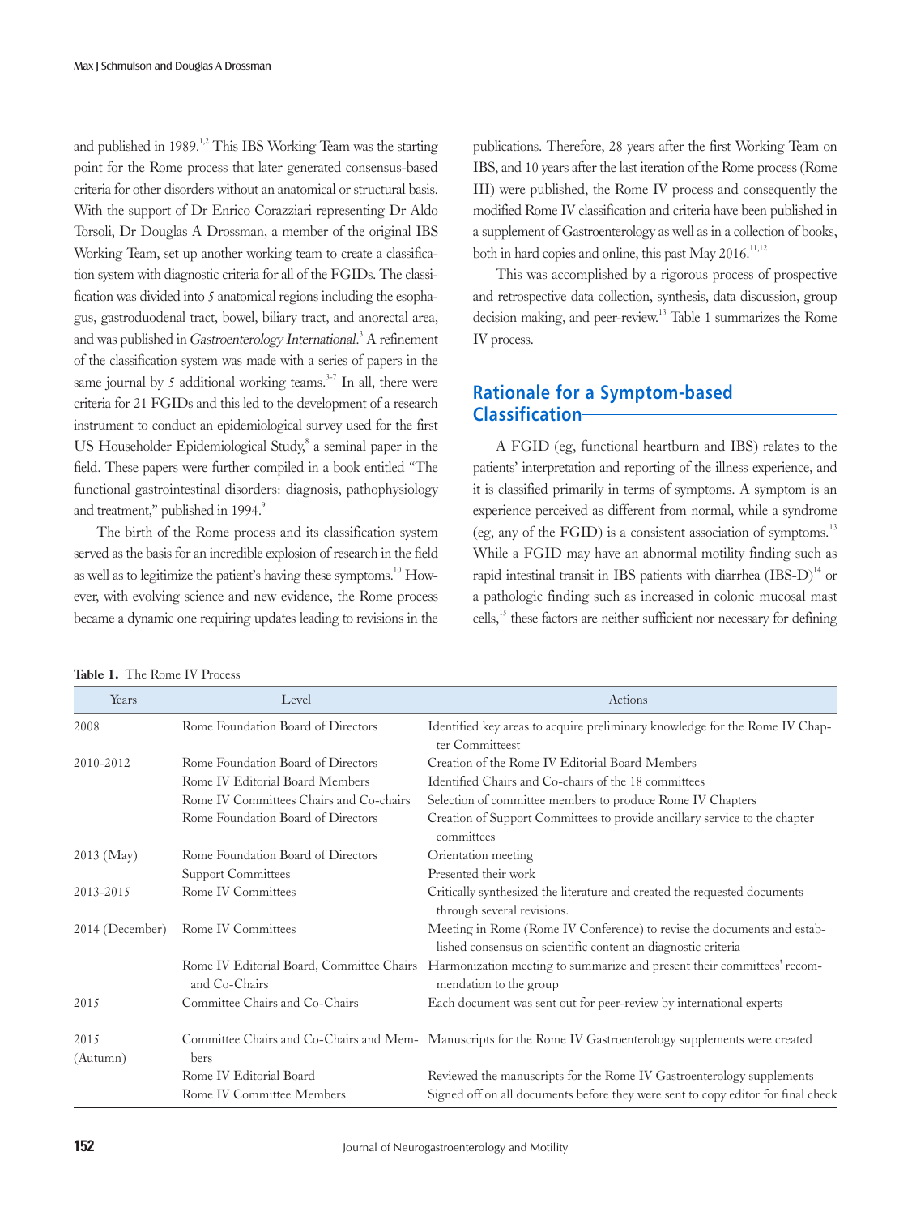and published in 1989.[1,2] This IBS Working Team was the starting point for the Rome process that later generated consensus-based criteria for other disorders without an anatomical or structural basis. With the support of Dr Enrico Corazziari representing Dr Aldo Torsoli, Dr Douglas A Drossman, a member of the original IBS Working Team, set up another working team to create a classification system with diagnostic criteria for all of the FGIDs. The classification was divided into 5 anatomical regions including the esophagus, gastroduodenal tract, bowel, biliary tract, and anorectal area, and was published in *Gastroenterology International*.[3] A refinement of the classification system was made with a series of papers in the same journal by 5 additional working teams.[3-7] In all, there were criteria for 21 FGIDs and this led to the development of a research instrument to conduct an epidemiological survey used for the first US Householder Epidemiological Study,[8] a seminal paper in the field. These papers were further compiled in a book entitled "The functional gastrointestinal disorders: diagnosis, pathophysiology and treatment," published in 1994.[9]

The birth of the Rome process and its classification system served as the basis for an incredible explosion of research in the field as well as to legitimize the patient's having these symptoms.[10] However, with evolving science and new evidence, the Rome process became a dynamic one requiring updates leading to revisions in the publications. Therefore, 28 years after the first Working Team on IBS, and 10 years after the last iteration of the Rome process (Rome III) were published, the Rome IV process and consequently the modified Rome IV classification and criteria have been published in a supplement of Gastroenterology as well as in a collection of books, both in hard copies and online, this past May 2016.[11,12]

This was accomplished by a rigorous process of prospective and retrospective data collection, synthesis, data discussion, group decision making, and peer-review.[13] Table 1 summarizes the Rome IV process.

## Rationale for a Symptom-based Classification

A FGID (eg, functional heartburn and IBS) relates to the patients' interpretation and reporting of the illness experience, and it is classified primarily in terms of symptoms. A symptom is an experience perceived as different from normal, while a syndrome (eg, any of the FGID) is a consistent association of symptoms.[13] While a FGID may have an abnormal motility finding such as rapid intestinal transit in IBS patients with diarrhea (IBS-D)[14] or a pathologic finding such as increased in colonic mucosal mast cells,[15] these factors are neither sufficient nor necessary for defining

**Table 1.** The Rome IV Process

| Years | Level | Actions |
|---|---|---|
| 2008 | Rome Foundation Board of Directors | Identified key areas to acquire preliminary knowledge for the Rome IV Chapter Committeest |
| 2010-2012 | Rome Foundation Board of Directors | Creation of the Rome IV Editorial Board Members |
| | Rome IV Editorial Board Members | Identified Chairs and Co-chairs of the 18 committees |
| | Rome IV Committees Chairs and Co-chairs | Selection of committee members to produce Rome IV Chapters |
| | Rome Foundation Board of Directors | Creation of Support Committees to provide ancillary service to the chapter committees |
| 2013 (May) | Rome Foundation Board of Directors | Orientation meeting |
| | Support Committees | Presented their work |
| 2013-2015 | Rome IV Committees | Critically synthesized the literature and created the requested documents through several revisions. |
| 2014 (December) | Rome IV Committees | Meeting in Rome (Rome IV Conference) to revise the documents and established consensus on scientific content an diagnostic criteria |
| | Rome IV Editorial Board, Committee Chairs and Co-Chairs | Harmonization meeting to summarize and present their committees' recommendation to the group |
| 2015 | Committee Chairs and Co-Chairs | Each document was sent out for peer-review by international experts |
| 2015 (Autumn) | Committee Chairs and Co-Chairs and Members | Manuscripts for the Rome IV Gastroenterology supplements were created |
| | Rome IV Editorial Board | Reviewed the manuscripts for the Rome IV Gastroenterology supplements |
| | Rome IV Committee Members | Signed off on all documents before they were sent to copy editor for final check |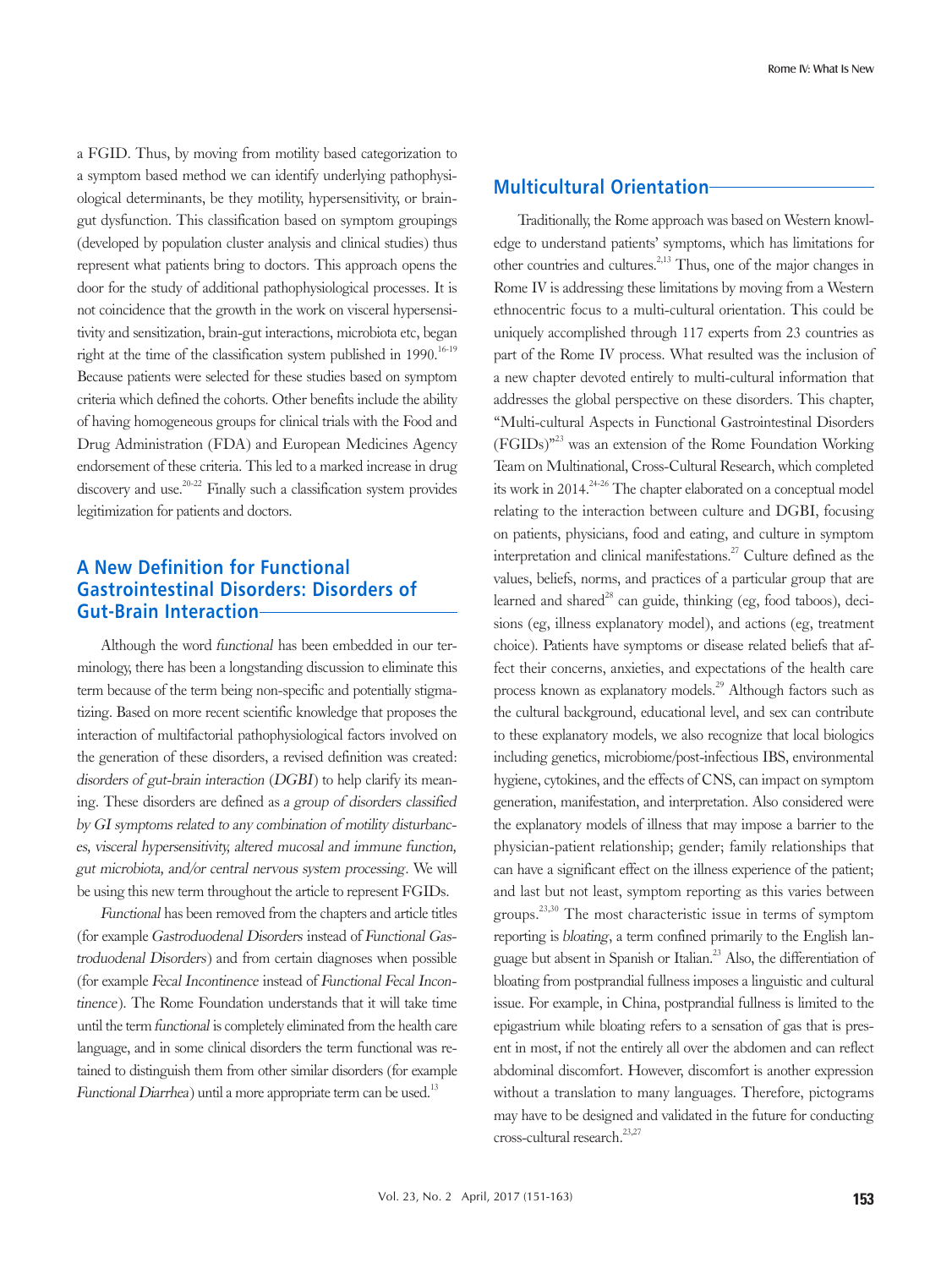a FGID. Thus, by moving from motility based categorization to a symptom based method we can identify underlying pathophysiological determinants, be they motility, hypersensitivity, or brain-gut dysfunction. This classification based on symptom groupings (developed by population cluster analysis and clinical studies) thus represent what patients bring to doctors. This approach opens the door for the study of additional pathophysiological processes. It is not coincidence that the growth in the work on visceral hypersensitivity and sensitization, brain-gut interactions, microbiota etc, began right at the time of the classification system published in 1990.[16-19] Because patients were selected for these studies based on symptom criteria which defined the cohorts. Other benefits include the ability of having homogeneous groups for clinical trials with the Food and Drug Administration (FDA) and European Medicines Agency endorsement of these criteria. This led to a marked increase in drug discovery and use.[20-22] Finally such a classification system provides legitimization for patients and doctors.

## A New Definition for Functional Gastrointestinal Disorders: Disorders of Gut-Brain Interaction

Although the word *functional* has been embedded in our terminology, there has been a longstanding discussion to eliminate this term because of the term being non-specific and potentially stigmatizing. Based on more recent scientific knowledge that proposes the interaction of multifactorial pathophysiological factors involved on the generation of these disorders, a revised definition was created: *disorders of gut-brain interaction* (*DGBI*) to help clarify its meaning. These disorders are defined as *a group of disorders classified by GI symptoms related to any combination of motility disturbances, visceral hypersensitivity, altered mucosal and immune function, gut microbiota, and/or central nervous system processing*. We will be using this new term throughout the article to represent FGIDs.

*Functional* has been removed from the chapters and article titles (for example *Gastroduodenal Disorders* instead of *Functional Gastroduodenal Disorders*) and from certain diagnoses when possible (for example *Fecal Incontinence* instead of *Functional Fecal Incontinence*). The Rome Foundation understands that it will take time until the term *functional* is completely eliminated from the health care language, and in some clinical disorders the term functional was retained to distinguish them from other similar disorders (for example *Functional Diarrhea*) until a more appropriate term can be used.[13]

## Multicultural Orientation

Traditionally, the Rome approach was based on Western knowledge to understand patients' symptoms, which has limitations for other countries and cultures.[2,13] Thus, one of the major changes in Rome IV is addressing these limitations by moving from a Western ethnocentric focus to a multi-cultural orientation. This could be uniquely accomplished through 117 experts from 23 countries as part of the Rome IV process. What resulted was the inclusion of a new chapter devoted entirely to multi-cultural information that addresses the global perspective on these disorders. This chapter, "Multi-cultural Aspects in Functional Gastrointestinal Disorders (FGIDs)"[23] was an extension of the Rome Foundation Working Team on Multinational, Cross-Cultural Research, which completed its work in 2014.[24-26] The chapter elaborated on a conceptual model relating to the interaction between culture and DGBI, focusing on patients, physicians, food and eating, and culture in symptom interpretation and clinical manifestations.[27] Culture defined as the values, beliefs, norms, and practices of a particular group that are learned and shared[28] can guide, thinking (eg, food taboos), decisions (eg, illness explanatory model), and actions (eg, treatment choice). Patients have symptoms or disease related beliefs that affect their concerns, anxieties, and expectations of the health care process known as explanatory models.[29] Although factors such as the cultural background, educational level, and sex can contribute to these explanatory models, we also recognize that local biologics including genetics, microbiome/post-infectious IBS, environmental hygiene, cytokines, and the effects of CNS, can impact on symptom generation, manifestation, and interpretation. Also considered were the explanatory models of illness that may impose a barrier to the physician-patient relationship; gender; family relationships that can have a significant effect on the illness experience of the patient; and last but not least, symptom reporting as this varies between groups.[23,30] The most characteristic issue in terms of symptom reporting is *bloating*, a term confined primarily to the English language but absent in Spanish or Italian.[23] Also, the differentiation of bloating from postprandial fullness imposes a linguistic and cultural issue. For example, in China, postprandial fullness is limited to the epigastrium while bloating refers to a sensation of gas that is present in most, if not the entirely all over the abdomen and can reflect abdominal discomfort. However, discomfort is another expression without a translation to many languages. Therefore, pictograms may have to be designed and validated in the future for conducting cross-cultural research.[23,27]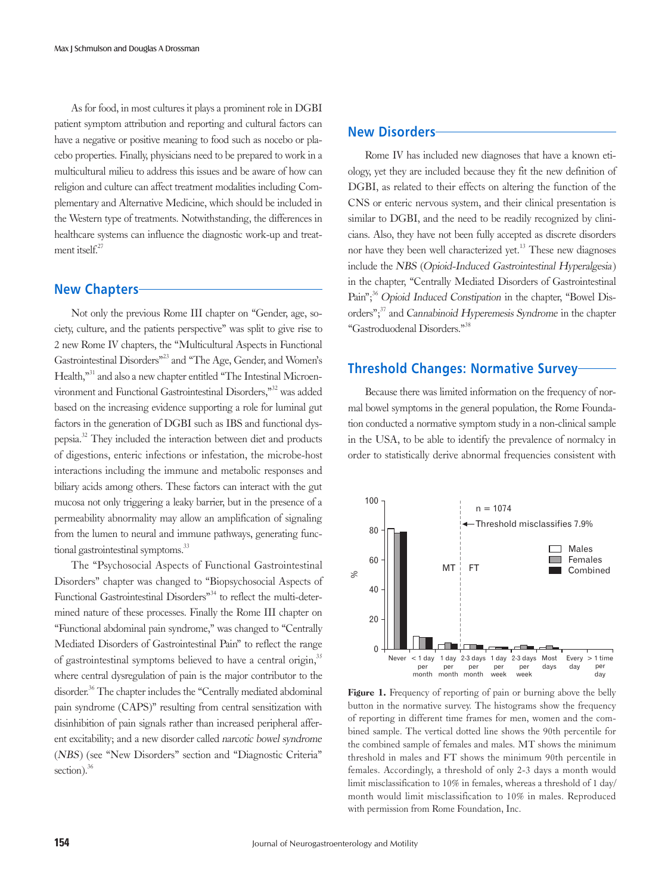As for food, in most cultures it plays a prominent role in DGBI patient symptom attribution and reporting and cultural factors can have a negative or positive meaning to food such as nocebo or placebo properties. Finally, physicians need to be prepared to work in a multicultural milieu to address this issues and be aware of how can religion and culture can affect treatment modalities including Complementary and Alternative Medicine, which should be included in the Western type of treatments. Notwithstanding, the differences in healthcare systems can influence the diagnostic work-up and treatment itself.[27]

## New Chapters

Not only the previous Rome III chapter on "Gender, age, society, culture, and the patients perspective" was split to give rise to 2 new Rome IV chapters, the "Multicultural Aspects in Functional Gastrointestinal Disorders"[23] and "The Age, Gender, and Women's Health,"[31] and also a new chapter entitled "The Intestinal Microenvironment and Functional Gastrointestinal Disorders,"[32] was added based on the increasing evidence supporting a role for luminal gut factors in the generation of DGBI such as IBS and functional dyspepsia.[32] They included the interaction between diet and products of digestions, enteric infections or infestation, the microbe-host interactions including the immune and metabolic responses and biliary acids among others. These factors can interact with the gut mucosa not only triggering a leaky barrier, but in the presence of a permeability abnormality may allow an amplification of signaling from the lumen to neural and immune pathways, generating functional gastrointestinal symptoms.[33]

The "Psychosocial Aspects of Functional Gastrointestinal Disorders" chapter was changed to "Biopsychosocial Aspects of Functional Gastrointestinal Disorders"[34] to reflect the multi-determined nature of these processes. Finally the Rome III chapter on "Functional abdominal pain syndrome," was changed to "Centrally Mediated Disorders of Gastrointestinal Pain" to reflect the range of gastrointestinal symptoms believed to have a central origin,[35] where central dysregulation of pain is the major contributor to the disorder.[36] The chapter includes the "Centrally mediated abdominal pain syndrome (CAPS)" resulting from central sensitization with disinhibition of pain signals rather than increased peripheral afferent excitability; and a new disorder called *narcotic bowel syndrome* (*NBS*) (see "New Disorders" section and "Diagnostic Criteria" section).[36]

## New Disorders

Rome IV has included new diagnoses that have a known etiology, yet they are included because they fit the new definition of DGBI, as related to their effects on altering the function of the CNS or enteric nervous system, and their clinical presentation is similar to DGBI, and the need to be readily recognized by clinicians. Also, they have not been fully accepted as discrete disorders nor have they been well characterized yet.[13] These new diagnoses include the *NBS* (*Opioid-Induced Gastrointestinal Hyperalgesia*) in the chapter, "Centrally Mediated Disorders of Gastrointestinal Pain";[36] *Opioid Induced Constipation* in the chapter, "Bowel Disorders";[37] and *Cannabinoid Hyperemesis Syndrome* in the chapter "Gastroduodenal Disorders."[38]

## Threshold Changes: Normative Survey

Because there was limited information on the frequency of normal bowel symptoms in the general population, the Rome Foundation conducted a normative symptom study in a non-clinical sample in the USA, to be able to identify the prevalence of normalcy in order to statistically derive abnormal frequencies consistent with

**Figure 1.** Frequency of reporting of pain or burning above the belly button in the normative survey. The histograms show the frequency of reporting in different time frames for men, women and the combined sample. The vertical dotted line shows the 90th percentile for the combined sample of females and males. MT shows the minimum threshold in males and FT shows the minimum 90th percentile in females. Accordingly, a threshold of only 2-3 days a month would limit misclassification to 10% in females, whereas a threshold of 1 day/month would limit misclassification to 10% in males. Reproduced with permission from Rome Foundation, Inc.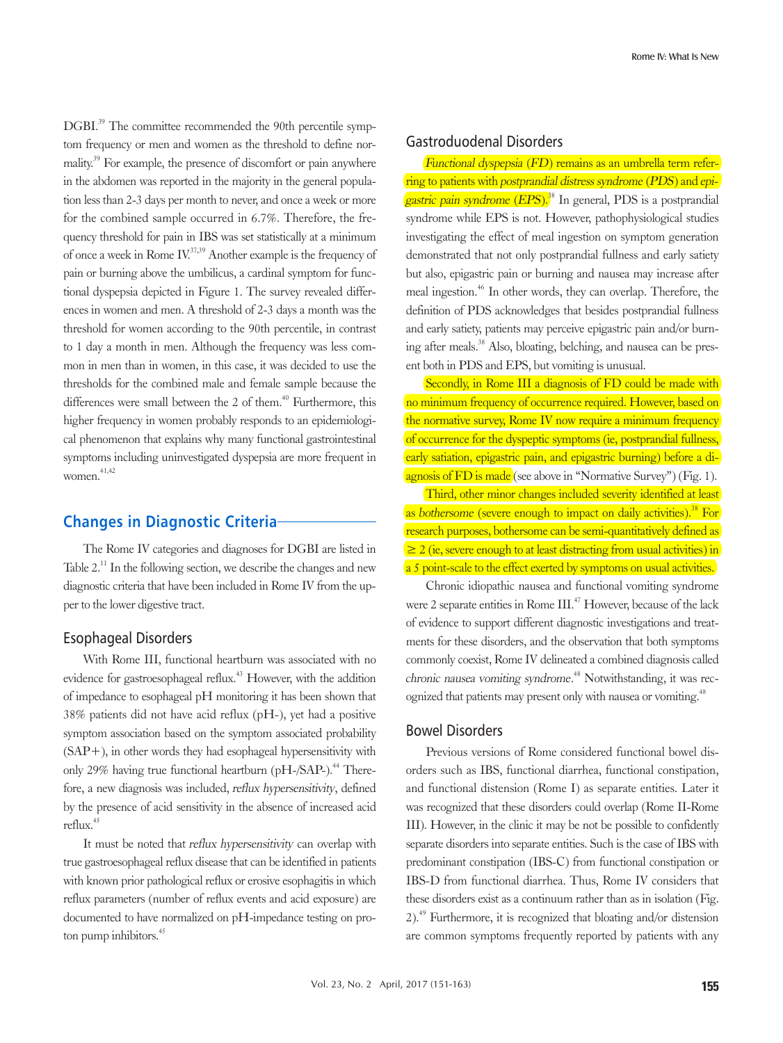DGBI.[39] The committee recommended the 90th percentile symptom frequency or men and women as the threshold to define normality.[39] For example, the presence of discomfort or pain anywhere in the abdomen was reported in the majority in the general population less than 2-3 days per month to never, and once a week or more for the combined sample occurred in 6.7%. Therefore, the frequency threshold for pain in IBS was set statistically at a minimum of once a week in Rome IV.[37,39] Another example is the frequency of pain or burning above the umbilicus, a cardinal symptom for functional dyspepsia depicted in Figure 1. The survey revealed differences in women and men. A threshold of 2-3 days a month was the threshold for women according to the 90th percentile, in contrast to 1 day a month in men. Although the frequency was less common in men than in women, in this case, it was decided to use the thresholds for the combined male and female sample because the differences were small between the 2 of them.[40] Furthermore, this higher frequency in women probably responds to an epidemiological phenomenon that explains why many functional gastrointestinal symptoms including uninvestigated dyspepsia are more frequent in women.[41,42]

## Changes in Diagnostic Criteria

The Rome IV categories and diagnoses for DGBI are listed in Table 2.[11] In the following section, we describe the changes and new diagnostic criteria that have been included in Rome IV from the upper to the lower digestive tract.

### Esophageal Disorders

With Rome III, functional heartburn was associated with no evidence for gastroesophageal reflux.[43] However, with the addition of impedance to esophageal pH monitoring it has been shown that 38% patients did not have acid reflux (pH-), yet had a positive symptom association based on the symptom associated probability (SAP+), in other words they had esophageal hypersensitivity with only 29% having true functional heartburn (pH-/SAP-).[44] Therefore, a new diagnosis was included, *reflux hypersensitivity*, defined by the presence of acid sensitivity in the absence of increased acid reflux.[45]

It must be noted that *reflux hypersensitivity* can overlap with true gastroesophageal reflux disease that can be identified in patients with known prior pathological reflux or erosive esophagitis in which reflux parameters (number of reflux events and acid exposure) are documented to have normalized on pH-impedance testing on proton pump inhibitors.[45]

### Gastroduodenal Disorders

*Functional dyspepsia* (*FD*) remains as an umbrella term referring to patients with *postprandial distress syndrome* (*PDS*) and *epigastric pain syndrome* (*EPS*).[38] In general, PDS is a postprandial syndrome while EPS is not. However, pathophysiological studies investigating the effect of meal ingestion on symptom generation demonstrated that not only postprandial fullness and early satiety but also, epigastric pain or burning and nausea may increase after meal ingestion.[46] In other words, they can overlap. Therefore, the definition of PDS acknowledges that besides postprandial fullness and early satiety, patients may perceive epigastric pain and/or burning after meals.[38] Also, bloating, belching, and nausea can be present both in PDS and EPS, but vomiting is unusual.

Secondly, in Rome III a diagnosis of FD could be made with no minimum frequency of occurrence required. However, based on the normative survey, Rome IV now require a minimum frequency of occurrence for the dyspeptic symptoms (ie, postprandial fullness, early satiation, epigastric pain, and epigastric burning) before a diagnosis of FD is made (see above in "Normative Survey") (Fig. 1).

Third, other minor changes included severity identified at least as *bothersome* (severe enough to impact on daily activities).[38] For research purposes, bothersome can be semi-quantitatively defined as $\geq 2$ (ie, severe enough to at least distracting from usual activities) in a 5 point-scale to the effect exerted by symptoms on usual activities.

Chronic idiopathic nausea and functional vomiting syndrome were 2 separate entities in Rome III.[47] However, because of the lack of evidence to support different diagnostic investigations and treatments for these disorders, and the observation that both symptoms commonly coexist, Rome IV delineated a combined diagnosis called *chronic nausea vomiting syndrome*.[48] Notwithstanding, it was recognized that patients may present only with nausea or vomiting.[48]

### Bowel Disorders

Previous versions of Rome considered functional bowel disorders such as IBS, functional diarrhea, functional constipation, and functional distension (Rome I) as separate entities. Later it was recognized that these disorders could overlap (Rome II-Rome III). However, in the clinic it may be not be possible to confidently separate disorders into separate entities. Such is the case of IBS with predominant constipation (IBS-C) from functional constipation or IBS-D from functional diarrhea. Thus, Rome IV considers that these disorders exist as a continuum rather than as in isolation (Fig. 2).[49] Furthermore, it is recognized that bloating and/or distension are common symptoms frequently reported by patients with any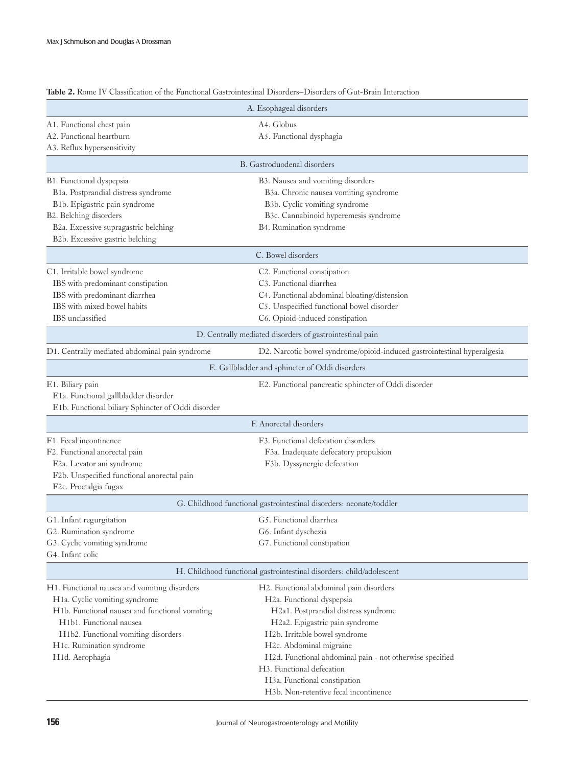**Table 2.** Rome IV Classification of the Functional Gastrointestinal Disorders–Disorders of Gut-Brain Interaction

| | |
|---|---|
| **A. Esophageal disorders** | |
| A1. Functional chest pain | A4. Globus |
| A2. Functional heartburn | A5. Functional dysphagia |
| A3. Reflux hypersensitivity | |
| **B. Gastroduodenal disorders** | |
| B1. Functional dyspepsia | B3. Nausea and vomiting disorders |
| B1a. Postprandial distress syndrome | B3a. Chronic nausea vomiting syndrome |
| B1b. Epigastric pain syndrome | B3b. Cyclic vomiting syndrome |
| B2. Belching disorders | B3c. Cannabinoid hyperemesis syndrome |
| B2a. Excessive supragastric belching | B4. Rumination syndrome |
| B2b. Excessive gastric belching | |
| **C. Bowel disorders** | |
| C1. Irritable bowel syndrome | C2. Functional constipation |
| IBS with predominant constipation | C3. Functional diarrhea |
| IBS with predominant diarrhea | C4. Functional abdominal bloating/distension |
| IBS with mixed bowel habits | C5. Unspecified functional bowel disorder |
| IBS unclassified | C6. Opioid-induced constipation |
| **D. Centrally mediated disorders of gastrointestinal pain** | |
| D1. Centrally mediated abdominal pain syndrome | D2. Narcotic bowel syndrome/opioid-induced gastrointestinal hyperalgesia |
| **E. Gallbladder and sphincter of Oddi disorders** | |
| E1. Biliary pain | E2. Functional pancreatic sphincter of Oddi disorder |
| E1a. Functional gallbladder disorder | |
| E1b. Functional biliary Sphincter of Oddi disorder | |
| **F. Anorectal disorders** | |
| F1. Fecal incontinence | F3. Functional defecation disorders |
| F2. Functional anorectal pain | F3a. Inadequate defecatory propulsion |
| F2a. Levator ani syndrome | F3b. Dyssynergic defecation |
| F2b. Unspecified functional anorectal pain | |
| F2c. Proctalgia fugax | |
| **G. Childhood functional gastrointestinal disorders: neonate/toddler** | |
| G1. Infant regurgitation | G5. Functional diarrhea |
| G2. Rumination syndrome | G6. Infant dyschezia |
| G3. Cyclic vomiting syndrome | G7. Functional constipation |
| G4. Infant colic | |
| **H. Childhood functional gastrointestinal disorders: child/adolescent** | |
| H1. Functional nausea and vomiting disorders | H2. Functional abdominal pain disorders |
| H1a. Cyclic vomiting syndrome | H2a. Functional dyspepsia |
| H1b. Functional nausea and functional vomiting | H2a1. Postprandial distress syndrome |
| H1b1. Functional nausea | H2a2. Epigastric pain syndrome |
| H1b2. Functional vomiting disorders | H2b. Irritable bowel syndrome |
| H1c. Rumination syndrome | H2c. Abdominal migraine |
| H1d. Aerophagia | H2d. Functional abdominal pain - not otherwise specified |
| | H3. Functional defecation |
| | H3a. Functional constipation |
| | H3b. Non-retentive fecal incontinence |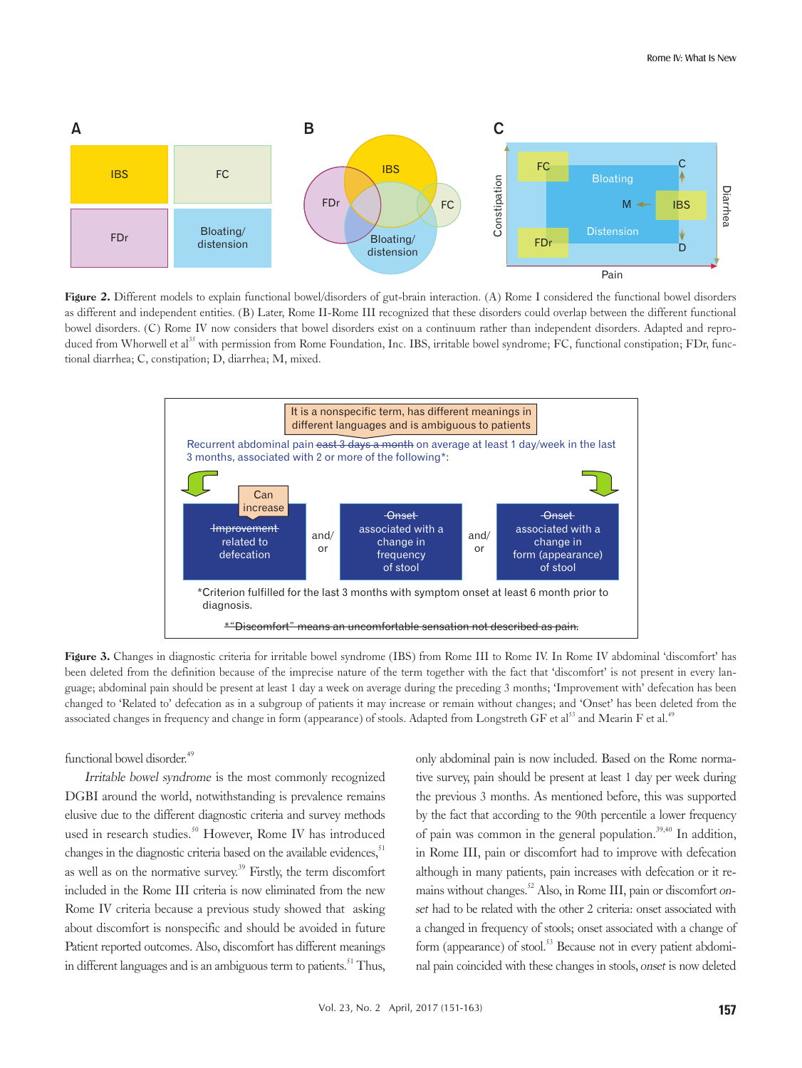**Figure 2.** Different models to explain functional bowel/disorders of gut-brain interaction. (A) Rome I considered the functional bowel disorders as different and independent entities. (B) Later, Rome II-Rome III recognized that these disorders could overlap between the different functional bowel disorders. (C) Rome IV now considers that bowel disorders exist on a continuum rather than independent disorders. Adapted and reproduced from Whorwell et al[35] with permission from Rome Foundation, Inc. IBS, irritable bowel syndrome; FC, functional constipation; FDr, functional diarrhea; C, constipation; D, diarrhea; M, mixed.

**Figure 3.** Changes in diagnostic criteria for irritable bowel syndrome (IBS) from Rome III to Rome IV. In Rome IV abdominal 'discomfort' has been deleted from the definition because of the imprecise nature of the term together with the fact that 'discomfort' is not present in every language; abdominal pain should be present at least 1 day a week on average during the preceding 3 months; 'Improvement with' defecation has been changed to 'Related to' defecation as in a subgroup of patients it may increase or remain without changes; and 'Onset' has been deleted from the associated changes in frequency and change in form (appearance) of stools. Adapted from Longstreth GF et al[53] and Mearin F et al.[49]

functional bowel disorder.[49]

*Irritable bowel syndrome* is the most commonly recognized DGBI around the world, notwithstanding is prevalence remains elusive due to the different diagnostic criteria and survey methods used in research studies.[50] However, Rome IV has introduced changes in the diagnostic criteria based on the available evidences,[51] as well as on the normative survey.[39] Firstly, the term discomfort included in the Rome III criteria is now eliminated from the new Rome IV criteria because a previous study showed that asking about discomfort is nonspecific and should be avoided in future Patient reported outcomes. Also, discomfort has different meanings in different languages and is an ambiguous term to patients.[51] Thus, only abdominal pain is now included. Based on the Rome normative survey, pain should be present at least 1 day per week during the previous 3 months. As mentioned before, this was supported by the fact that according to the 90th percentile a lower frequency of pain was common in the general population.[39,40] In addition, in Rome III, pain or discomfort had to improve with defecation although in many patients, pain increases with defecation or it remains without changes.[52] Also, in Rome III, pain or discomfort *onset* had to be related with the other 2 criteria: onset associated with a changed in frequency of stools; onset associated with a change of form (appearance) of stool.[53] Because not in every patient abdominal pain coincided with these changes in stools, *onset* is now deleted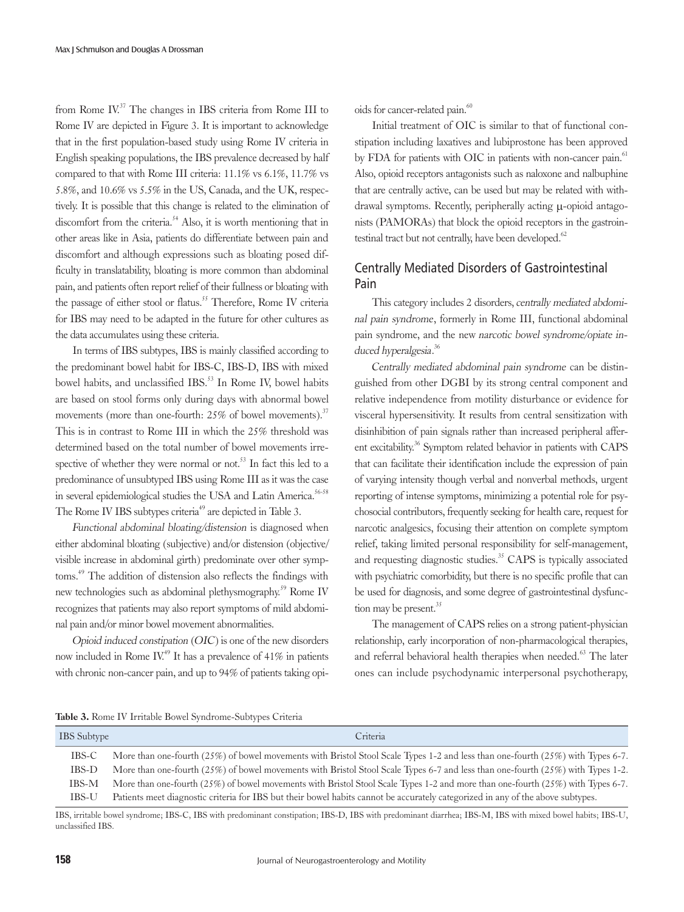from Rome IV.[37] The changes in IBS criteria from Rome III to Rome IV are depicted in Figure 3. It is important to acknowledge that in the first population-based study using Rome IV criteria in English speaking populations, the IBS prevalence decreased by half compared to that with Rome III criteria: 11.1% vs 6.1%, 11.7% vs 5.8%, and 10.6% vs 5.5% in the US, Canada, and the UK, respectively. It is possible that this change is related to the elimination of discomfort from the criteria.[54] Also, it is worth mentioning that in other areas like in Asia, patients do differentiate between pain and discomfort and although expressions such as bloating posed difficulty in translatability, bloating is more common than abdominal pain, and patients often report relief of their fullness or bloating with the passage of either stool or flatus.[55] Therefore, Rome IV criteria for IBS may need to be adapted in the future for other cultures as the data accumulates using these criteria.

In terms of IBS subtypes, IBS is mainly classified according to the predominant bowel habit for IBS-C, IBS-D, IBS with mixed bowel habits, and unclassified IBS.[53] In Rome IV, bowel habits are based on stool forms only during days with abnormal bowel movements (more than one-fourth: 25% of bowel movements).[37] This is in contrast to Rome III in which the 25% threshold was determined based on the total number of bowel movements irrespective of whether they were normal or not.[53] In fact this led to a predominance of unsubtyped IBS using Rome III as it was the case in several epidemiological studies the USA and Latin America.[56-58] The Rome IV IBS subtypes criteria[49] are depicted in Table 3.

*Functional abdominal bloating/distension* is diagnosed when either abdominal bloating (subjective) and/or distension (objective/visible increase in abdominal girth) predominate over other symptoms.[49] The addition of distension also reflects the findings with new technologies such as abdominal plethysmography.[59] Rome IV recognizes that patients may also report symptoms of mild abdominal pain and/or minor bowel movement abnormalities.

*Opioid induced constipation* (*OIC*) is one of the new disorders now included in Rome IV.[49] It has a prevalence of 41% in patients with chronic non-cancer pain, and up to 94% of patients taking opioids for cancer-related pain.[60]

Initial treatment of OIC is similar to that of functional constipation including laxatives and lubiprostone has been approved by FDA for patients with OIC in patients with non-cancer pain.[61] Also, opioid receptors antagonists such as naloxone and nalbuphine that are centrally active, can be used but may be related with withdrawal symptoms. Recently, peripherally acting μ-opioid antagonists (PAMORAs) that block the opioid receptors in the gastrointestinal tract but not centrally, have been developed.[62]

## Centrally Mediated Disorders of Gastrointestinal Pain

This category includes 2 disorders, *centrally mediated abdominal pain syndrome*, formerly in Rome III, functional abdominal pain syndrome, and the new *narcotic bowel syndrome/opiate induced hyperalgesia*.[36]

*Centrally mediated abdominal pain syndrome* can be distinguished from other DGBI by its strong central component and relative independence from motility disturbance or evidence for visceral hypersensitivity. It results from central sensitization with disinhibition of pain signals rather than increased peripheral afferent excitability.[36] Symptom related behavior in patients with CAPS that can facilitate their identification include the expression of pain of varying intensity though verbal and nonverbal methods, urgent reporting of intense symptoms, minimizing a potential role for psychosocial contributors, frequently seeking for health care, request for narcotic analgesics, focusing their attention on complete symptom relief, taking limited personal responsibility for self-management, and requesting diagnostic studies.[35] CAPS is typically associated with psychiatric comorbidity, but there is no specific profile that can be used for diagnosis, and some degree of gastrointestinal dysfunction may be present.[35]

The management of CAPS relies on a strong patient-physician relationship, early incorporation of non-pharmacological therapies, and referral behavioral health therapies when needed.[63] The later ones can include psychodynamic interpersonal psychotherapy,

**Table 3.** Rome IV Irritable Bowel Syndrome-Subtypes Criteria

| IBS Subtype | Criteria |
|---|---|
| IBS-C | More than one-fourth (25%) of bowel movements with Bristol Stool Scale Types 1-2 and less than one-fourth (25%) with Types 6-7. |
| IBS-D | More than one-fourth (25%) of bowel movements with Bristol Stool Scale Types 6-7 and less than one-fourth (25%) with Types 1-2. |
| IBS-M | More than one-fourth (25%) of bowel movements with Bristol Stool Scale Types 1-2 and more than one-fourth (25%) with Types 6-7. |
| IBS-U | Patients meet diagnostic criteria for IBS but their bowel habits cannot be accurately categorized in any of the above subtypes. |

IBS, irritable bowel syndrome; IBS-C, IBS with predominant constipation; IBS-D, IBS with predominant diarrhea; IBS-M, IBS with mixed bowel habits; IBS-U, unclassified IBS.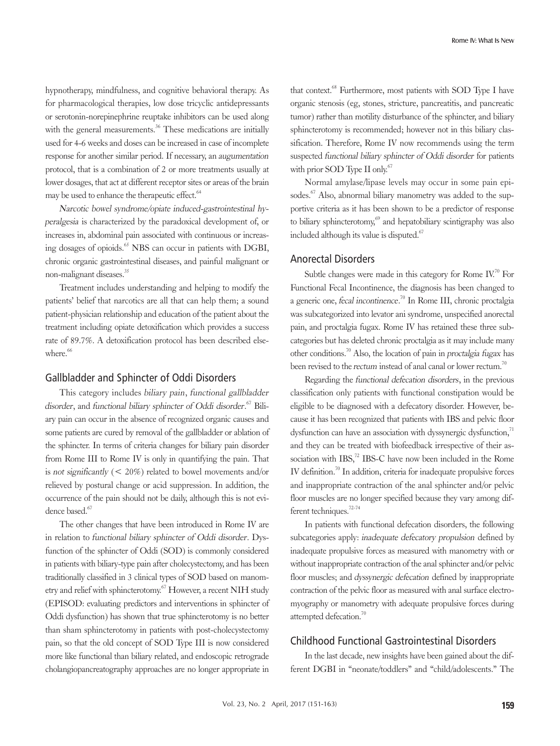hypnotherapy, mindfulness, and cognitive behavioral therapy. As for pharmacological therapies, low dose tricyclic antidepressants or serotonin-norepinephrine reuptake inhibitors can be used along with the general measurements.[36] These medications are initially used for 4-6 weeks and doses can be increased in case of incomplete response for another similar period. If necessary, an *augumentation* protocol, that is a combination of 2 or more treatments usually at lower dosages, that act at different receptor sites or areas of the brain may be used to enhance the therapeutic effect.[64]

*Narcotic bowel syndrome/opiate induced-gastrointestinal hyperalgesia* is characterized by the paradoxical development of, or increases in, abdominal pain associated with continuous or increasing dosages of opioids.[65] NBS can occur in patients with DGBI, chronic organic gastrointestinal diseases, and painful malignant or non-malignant diseases.[35]

Treatment includes understanding and helping to modify the patients' belief that narcotics are all that can help them; a sound patient-physician relationship and education of the patient about the treatment including opiate detoxification which provides a success rate of 89.7%. A detoxification protocol has been described elsewhere.[66]

## Gallbladder and Sphincter of Oddi Disorders

This category includes *biliary pain*, *functional gallbladder disorder*, and *functional biliary sphincter of Oddi disorder*.[67] Biliary pain can occur in the absence of recognized organic causes and some patients are cured by removal of the gallbladder or ablation of the sphincter. In terms of criteria changes for biliary pain disorder from Rome III to Rome IV is only in quantifying the pain. That is *not significantly* (< 20%) related to bowel movements and/or relieved by postural change or acid suppression. In addition, the occurrence of the pain should not be daily, although this is not evidence based.[67]

The other changes that have been introduced in Rome IV are in relation to *functional biliary sphincter of Oddi disorder*. Dysfunction of the sphincter of Oddi (SOD) is commonly considered in patients with biliary-type pain after cholecystectomy, and has been traditionally classified in 3 clinical types of SOD based on manometry and relief with sphincterotomy.[67] However, a recent NIH study (EPISOD: evaluating predictors and interventions in sphincter of Oddi dysfunction) has shown that true sphincterotomy is no better than sham sphincterotomy in patients with post-cholecystectomy pain, so that the old concept of SOD Type III is now considered more like functional than biliary related, and endoscopic retrograde cholangiopancreatography approaches are no longer appropriate in that context.[68] Furthermore, most patients with SOD Type I have organic stenosis (eg, stones, stricture, pancreatitis, and pancreatic tumor) rather than motility disturbance of the sphincter, and biliary sphincterotomy is recommended; however not in this biliary classification. Therefore, Rome IV now recommends using the term suspected *functional biliary sphincter of Oddi disorder* for patients with prior SOD Type II only.[67]

Normal amylase/lipase levels may occur in some pain episodes.[67] Also, abnormal biliary manometry was added to the supportive criteria as it has been shown to be a predictor of response to biliary sphincterotomy,[69] and hepatobiliary scintigraphy was also included although its value is disputed.[67]

## Anorectal Disorders

Subtle changes were made in this category for Rome IV.[70] For Functional Fecal Incontinence, the diagnosis has been changed to a generic one, *fecal incontinence*.[70] In Rome III, chronic proctalgia was subcategorized into levator ani syndrome, unspecified anorectal pain, and proctalgia fugax. Rome IV has retained these three subcategories but has deleted chronic proctalgia as it may include many other conditions.[70] Also, the location of pain in *proctalgia fugax* has been revised to the *rectum* instead of anal canal or lower rectum.[70]

Regarding the *functional defecation disorders*, in the previous classification only patients with functional constipation would be eligible to be diagnosed with a defecatory disorder. However, because it has been recognized that patients with IBS and pelvic floor dysfunction can have an association with dyssynergic dysfunction,[71] and they can be treated with biofeedback irrespective of their association with IBS,[72] IBS-C have now been included in the Rome IV definition.[70] In addition, criteria for inadequate propulsive forces and inappropriate contraction of the anal sphincter and/or pelvic floor muscles are no longer specified because they vary among different techniques.[72-74]

In patients with functional defecation disorders, the following subcategories apply: *inadequate defecatory propulsion* defined by inadequate propulsive forces as measured with manometry with or without inappropriate contraction of the anal sphincter and/or pelvic floor muscles; and *dyssynergic defecation* defined by inappropriate contraction of the pelvic floor as measured with anal surface electromyography or manometry with adequate propulsive forces during attempted defecation.[70]

## Childhood Functional Gastrointestinal Disorders

In the last decade, new insights have been gained about the different DGBI in "neonate/toddlers" and "child/adolescents." The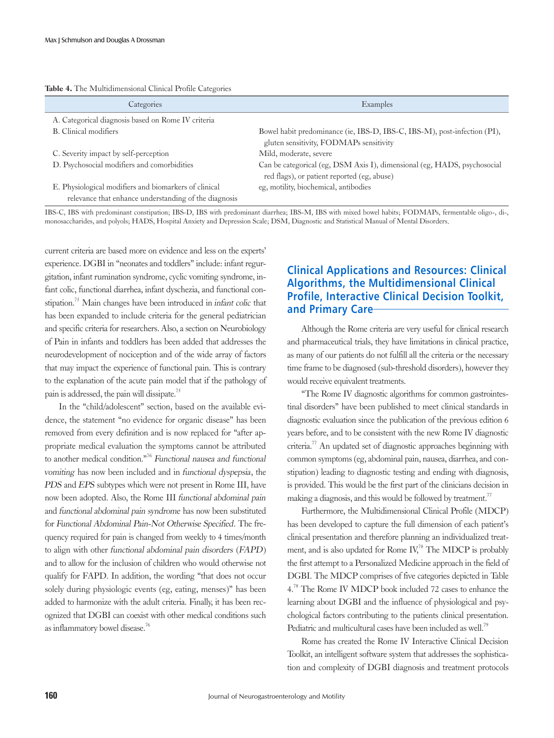**Table 4.** The Multidimensional Clinical Profile Categories

| Categories | Examples |
| --- | --- |
| A. Categorical diagnosis based on Rome IV criteria | |
| B. Clinical modifiers | Bowel habit predominance (ie, IBS-D, IBS-C, IBS-M), post-infection (PI), gluten sensitivity, FODMAPs sensitivity |
| C. Severity impact by self-perception | Mild, moderate, severe |
| D. Psychosocial modifiers and comorbidities | Can be categorical (eg, DSM Axis I), dimensional (eg, HADS, psychosocial red flags), or patient reported (eg, abuse) |
| E. Physiological modifiers and biomarkers of clinical relevance that enhance understanding of the diagnosis | eg, motility, biochemical, antibodies |

IBS-C, IBS with predominant constipation; IBS-D, IBS with predominant diarrhea; IBS-M, IBS with mixed bowel habits; FODMAPs, fermentable oligo-, di-, monosaccharides, and polyols; HADS, Hospital Anxiety and Depression Scale; DSM, Diagnostic and Statistical Manual of Mental Disorders.

current criteria are based more on evidence and less on the experts' experience. DGBI in "neonates and toddlers" include: infant regurgitation, infant rumination syndrome, cyclic vomiting syndrome, infant colic, functional diarrhea, infant dyschezia, and functional constipation.[75] Main changes have been introduced in *infant colic* that has been expanded to include criteria for the general pediatrician and specific criteria for researchers. Also, a section on Neurobiology of Pain in infants and toddlers has been added that addresses the neurodevelopment of nociception and of the wide array of factors that may impact the experience of functional pain. This is contrary to the explanation of the acute pain model that if the pathology of pain is addressed, the pain will dissipate.[75]

In the "child/adolescent" section, based on the available evidence, the statement "no evidence for organic disease" has been removed from every definition and is now replaced for "after appropriate medical evaluation the symptoms cannot be attributed to another medical condition."[76] *Functional nausea and functional vomiting* has now been included and in *functional dyspepsia*, the *PDS* and *EPS* subtypes which were not present in Rome III, have now been adopted. Also, the Rome III *functional abdominal pain* and *functional abdominal pain syndrome* has now been substituted for *Functional Abdominal Pain-Not Otherwise Specified*. The frequency required for pain is changed from weekly to 4 times/month to align with other *functional abdominal pain disorders* (*FAPD*) and to allow for the inclusion of children who would otherwise not qualify for FAPD. In addition, the wording "that does not occur solely during physiologic events (eg, eating, menses)" has been added to harmonize with the adult criteria. Finally, it has been recognized that DGBI can coexist with other medical conditions such as inflammatory bowel disease.[76]

## Clinical Applications and Resources: Clinical Algorithms, the Multidimensional Clinical Profile, Interactive Clinical Decision Toolkit, and Primary Care

Although the Rome criteria are very useful for clinical research and pharmaceutical trials, they have limitations in clinical practice, as many of our patients do not fulfill all the criteria or the necessary time frame to be diagnosed (sub-threshold disorders), however they would receive equivalent treatments.

"The Rome IV diagnostic algorithms for common gastrointestinal disorders" have been published to meet clinical standards in diagnostic evaluation since the publication of the previous edition 6 years before, and to be consistent with the new Rome IV diagnostic criteria.[77] An updated set of diagnostic approaches beginning with common symptoms (eg, abdominal pain, nausea, diarrhea, and constipation) leading to diagnostic testing and ending with diagnosis, is provided. This would be the first part of the clinicians decision in making a diagnosis, and this would be followed by treatment.[77]

Furthermore, the Multidimensional Clinical Profile (MDCP) has been developed to capture the full dimension of each patient's clinical presentation and therefore planning an individualized treatment, and is also updated for Rome IV,[78] The MDCP is probably the first attempt to a Personalized Medicine approach in the field of DGBI. The MDCP comprises of five categories depicted in Table 4.[78] The Rome IV MDCP book included 72 cases to enhance the learning about DGBI and the influence of physiological and psychological factors contributing to the patients clinical presentation. Pediatric and multicultural cases have been included as well.[79]

Rome has created the Rome IV Interactive Clinical Decision Toolkit, an intelligent software system that addresses the sophistication and complexity of DGBI diagnosis and treatment protocols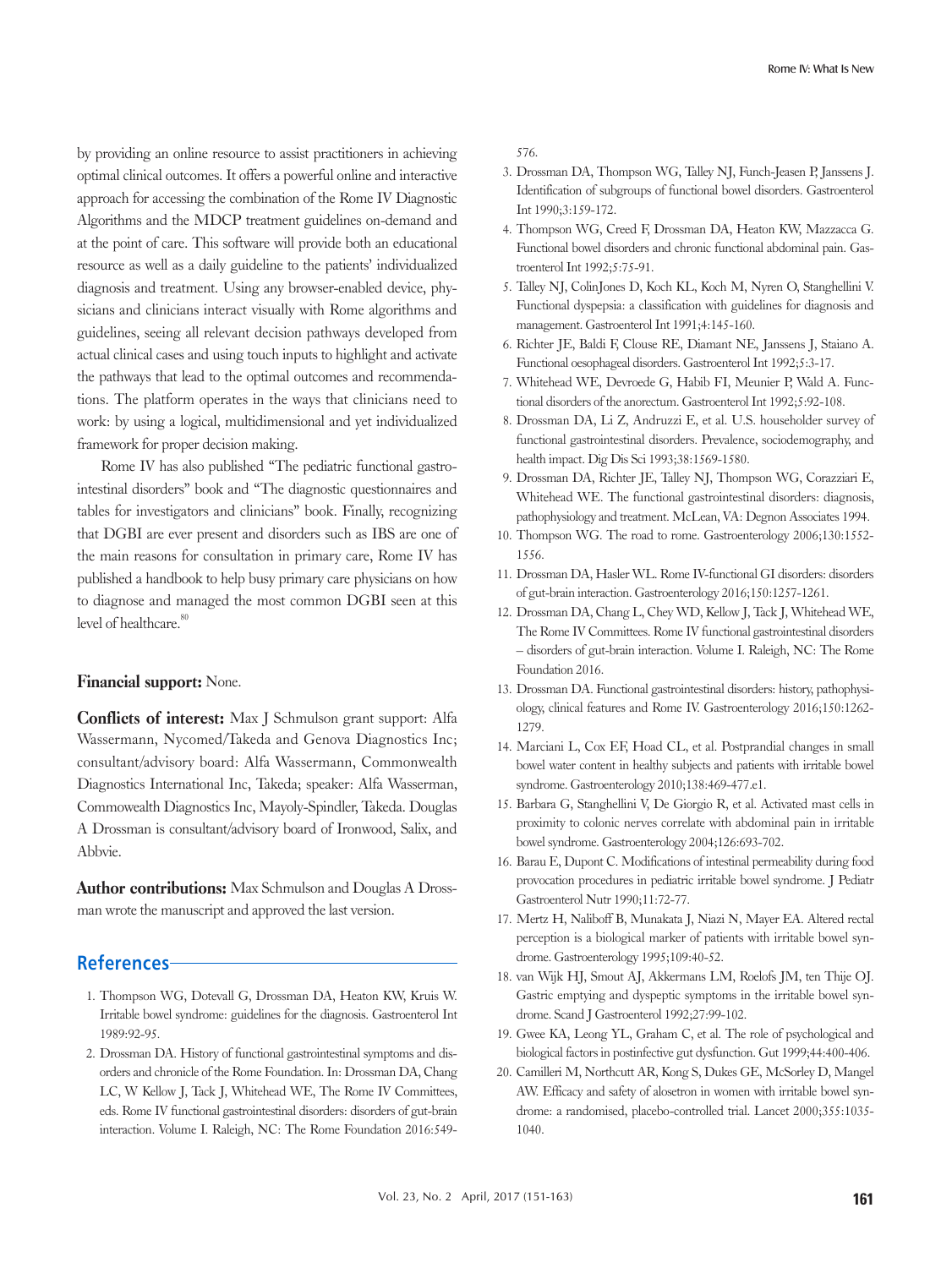by providing an online resource to assist practitioners in achieving optimal clinical outcomes. It offers a powerful online and interactive approach for accessing the combination of the Rome IV Diagnostic Algorithms and the MDCP treatment guidelines on-demand and at the point of care. This software will provide both an educational resource as well as a daily guideline to the patients' individualized diagnosis and treatment. Using any browser-enabled device, physicians and clinicians interact visually with Rome algorithms and guidelines, seeing all relevant decision pathways developed from actual clinical cases and using touch inputs to highlight and activate the pathways that lead to the optimal outcomes and recommendations. The platform operates in the ways that clinicians need to work: by using a logical, multidimensional and yet individualized framework for proper decision making.

Rome IV has also published "The pediatric functional gastrointestinal disorders" book and "The diagnostic questionnaires and tables for investigators and clinicians" book. Finally, recognizing that DGBI are ever present and disorders such as IBS are one of the main reasons for consultation in primary care, Rome IV has published a handbook to help busy primary care physicians on how to diagnose and managed the most common DGBI seen at this level of healthcare.[80]

**Financial support:** None.

**Conflicts of interest:** Max J Schmulson grant support: Alfa Wassermann, Nycomed/Takeda and Genova Diagnostics Inc; consultant/advisory board: Alfa Wassermann, Commonwealth Diagnostics International Inc, Takeda; speaker: Alfa Wasserman, Commowealth Diagnostics Inc, Mayoly-Spindler, Takeda. Douglas A Drossman is consultant/advisory board of Ironwood, Salix, and Abbvie.

**Author contributions:** Max Schmulson and Douglas A Drossman wrote the manuscript and approved the last version.

## References

1. Thompson WG, Dotevall G, Drossman DA, Heaton KW, Kruis W. Irritable bowel syndrome: guidelines for the diagnosis. Gastroenterol Int 1989:92-95.
2. Drossman DA. History of functional gastrointestinal symptoms and disorders and chronicle of the Rome Foundation. In: Drossman DA, Chang LC, W Kellow J, Tack J, Whitehead WE, The Rome IV Committees, eds. Rome IV functional gastrointestinal disorders: disorders of gut-brain interaction. Volume I. Raleigh, NC: The Rome Foundation 2016:549-576.
3. Drossman DA, Thompson WG, Talley NJ, Funch-Jeasen P, Janssens J. Identification of subgroups of functional bowel disorders. Gastroenterol Int 1990;3:159-172.
4. Thompson WG, Creed F, Drossman DA, Heaton KW, Mazzacca G. Functional bowel disorders and chronic functional abdominal pain. Gastroenterol Int 1992;5:75-91.
5. Talley NJ, ColinJones D, Koch KL, Koch M, Nyren O, Stanghellini V. Functional dyspepsia: a classification with guidelines for diagnosis and management. Gastroenterol Int 1991;4:145-160.
6. Richter JE, Baldi F, Clouse RE, Diamant NE, Janssens J, Staiano A. Functional oesophageal disorders. Gastroenterol Int 1992;5:3-17.
7. Whitehead WE, Devroede G, Habib FI, Meunier P, Wald A. Functional disorders of the anorectum. Gastroenterol Int 1992;5:92-108.
8. Drossman DA, Li Z, Andruzzi E, et al. U.S. householder survey of functional gastrointestinal disorders. Prevalence, sociodemography, and health impact. Dig Dis Sci 1993;38:1569-1580.
9. Drossman DA, Richter JE, Talley NJ, Thompson WG, Corazziari E, Whitehead WE. The functional gastrointestinal disorders: diagnosis, pathophysiology and treatment. McLean, VA: Degnon Associates 1994.
10. Thompson WG. The road to rome. Gastroenterology 2006;130:1552-1556.
11. Drossman DA, Hasler WL. Rome IV-functional GI disorders: disorders of gut-brain interaction. Gastroenterology 2016;150:1257-1261.
12. Drossman DA, Chang L, Chey WD, Kellow J, Tack J, Whitehead WE, The Rome IV Committees. Rome IV functional gastrointestinal disorders – disorders of gut-brain interaction. Volume I. Raleigh, NC: The Rome Foundation 2016.
13. Drossman DA. Functional gastrointestinal disorders: history, pathophysiology, clinical features and Rome IV. Gastroenterology 2016;150:1262-1279.
14. Marciani L, Cox EF, Hoad CL, et al. Postprandial changes in small bowel water content in healthy subjects and patients with irritable bowel syndrome. Gastroenterology 2010;138:469-477.e1.
15. Barbara G, Stanghellini V, De Giorgio R, et al. Activated mast cells in proximity to colonic nerves correlate with abdominal pain in irritable bowel syndrome. Gastroenterology 2004;126:693-702.
16. Barau E, Dupont C. Modifications of intestinal permeability during food provocation procedures in pediatric irritable bowel syndrome. J Pediatr Gastroenterol Nutr 1990;11:72-77.
17. Mertz H, Naliboff B, Munakata J, Niazi N, Mayer EA. Altered rectal perception is a biological marker of patients with irritable bowel syndrome. Gastroenterology 1995;109:40-52.
18. van Wijk HJ, Smout AJ, Akkermans LM, Roelofs JM, ten Thije OJ. Gastric emptying and dyspeptic symptoms in the irritable bowel syndrome. Scand J Gastroenterol 1992;27:99-102.
19. Gwee KA, Leong YL, Graham C, et al. The role of psychological and biological factors in postinfective gut dysfunction. Gut 1999;44:400-406.
20. Camilleri M, Northcutt AR, Kong S, Dukes GE, McSorley D, Mangel AW. Efficacy and safety of alosetron in women with irritable bowel syndrome: a randomised, placebo-controlled trial. Lancet 2000;355:1035-1040.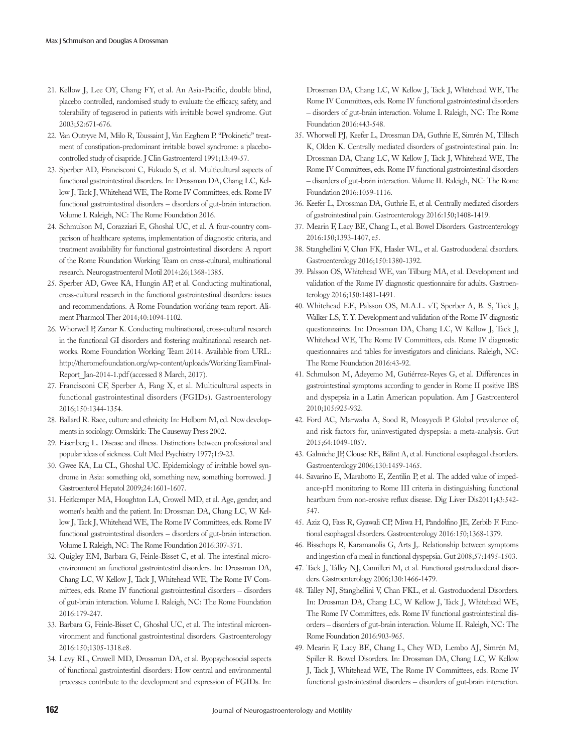21. Kellow J, Lee OY, Chang FY, et al. An Asia-Pacific, double blind, placebo controlled, randomised study to evaluate the efficacy, safety, and tolerability of tegaserod in patients with irritable bowel syndrome. Gut 2003;52:671-676.
22. Van Outryve M, Milo R, Toussaint J, Van Eeghem P. "Prokinetic" treatment of constipation-predominant irritable bowel syndrome: a placebo-controlled study of cisapride. J Clin Gastroenterol 1991;13:49-57.
23. Sperber AD, Francisconi C, Fukudo S, et al. Multicultural aspects of functional gastrointestinal disorders. In: Drossman DA, Chang LC, Kellow J, Tack J, Whitehead WE, The Rome IV Committees, eds. Rome IV functional gastrointestinal disorders – disorders of gut-brain interaction. Volume I. Raleigh, NC: The Rome Foundation 2016.
24. Schmulson M, Corazziari E, Ghoshal UC, et al. A four-country comparison of healthcare systems, implementation of diagnostic criteria, and treatment availability for functional gastrointestinal disorders: A report of the Rome Foundation Working Team on cross-cultural, multinational research. Neurogastroenterol Motil 2014:26;1368-1385.
25. Sperber AD, Gwee KA, Hungin AP, et al. Conducting multinational, cross-cultural research in the functional gastrointestinal disorders: issues and recommendations. A Rome Foundation working team report. Aliment Pharmcol Ther 2014;40:1094-1102.
26. Whorwell P, Zarzar K. Conducting multinational, cross-cultural research in the functional GI disorders and fostering multinational research networks. Rome Foundation Working Team 2014. Available from URL: http://theromefoundation.org/wp-content/uploads/WorkingTeamFinal-Report_Jan-2014-1.pdf (accessed 8 March, 2017).
27. Francisconi CF, Sperber A, Fang X, et al. Multicultural aspects in functional gastrointestinal disorders (FGIDs). Gastroenterology 2016;150:1344-1354.
28. Ballard R. Race, culture and ethnicity. In: Holborn M, ed. New developments in sociology. Ormskirk: The Causeway Press 2002.
29. Eisenberg L. Disease and illness. Distinctions between professional and popular ideas of sickness. Cult Med Psychiatry 1977;1:9-23.
30. Gwee KA, Lu CL, Ghoshal UC. Epidemiology of irritable bowel syndrome in Asia: something old, something new, something borrowed. J Gastroenterol Hepatol 2009;24:1601-1607.
31. Heitkemper MA, Houghton LA, Crowell MD, et al. Age, gender, and women's health and the patient. In: Drossman DA, Chang LC, W Kellow J, Tack J, Whitehead WE, The Rome IV Committees, eds. Rome IV functional gastrointestinal disorders – disorders of gut-brain interaction. Volume I. Raleigh, NC: The Rome Foundation 2016:307-371.
32. Quigley EM, Barbara G, Feinle-Bisset C, et al. The intestinal microenvironment an functional gastrointestinl disorders. In: Drossman DA, Chang LC, W Kellow J, Tack J, Whitehead WE, The Rome IV Committees, eds. Rome IV functional gastrointestinal disorders – disorders of gut-brain interaction. Volume I. Raleigh, NC: The Rome Foundation 2016:179-247.
33. Barbara G, Feinle-Bisset C, Ghoshal UC, et al. The intestinal microenvironment and functional gastrointestinal disorders. Gastroenterology 2016:150;1305-1318.e8.
34. Levy RL, Crowell MD, Drossman DA, et al. Byopsychosocial aspects of functional gastrointestinl disorders: How central and environmental processes contribute to the development and expression of FGIDs. In: Drossman DA, Chang LC, W Kellow J, Tack J, Whitehead WE, The Rome IV Committees, eds. Rome IV functional gastrointestinal disorders – disorders of gut-brain interaction. Volume I. Raleigh, NC: The Rome Foundation 2016:443-548.
35. Whorwell PJ, Keefer L, Drossman DA, Guthrie E, Simrén M, Tillisch K, Olden K. Centrally mediated disorders of gastrointestinal pain. In: Drossman DA, Chang LC, W Kellow J, Tack J, Whitehead WE, The Rome IV Committees, eds. Rome IV functional gastrointestinal disorders – disorders of gut-brain interaction. Volume II. Raleigh, NC: The Rome Foundation 2016:1059-1116.
36. Keefer L, Drossman DA, Guthrie E, et al. Centrally mediated disorders of gastrointestinal pain. Gastroenterology 2016:150;1408-1419.
37. Mearin F, Lacy BE, Chang L, et al. Bowel Disorders. Gastroenterology 2016:150;1393-1407, e5.
38. Stanghellini V, Chan FK, Hasler WL, et al. Gastroduodenal disorders. Gastroenterology 2016;150:1380-1392.
39. Palsson OS, Whitehead WE, van Tilburg MA, et al. Development and validation of the Rome IV diagnostic questionnaire for adults. Gastroenterology 2016;150:1481-1491.
40. Whitehead EE, Palsson OS, M.A.L. vT, Sperber A, B. S, Tack J, Walker LS, Y. Y. Development and validation of the Rome IV diagnostic questionnaires. In: Drossman DA, Chang LC, W Kellow J, Tack J, Whitehead WE, The Rome IV Committees, eds. Rome IV diagnostic questionnaires and tables for investigators and clinicians. Raleigh, NC: The Rome Foundation 2016:43-92.
41. Schmulson M, Adeyemo M, Gutiérrez-Reyes G, et al. Differences in gastrointestinal symptoms according to gender in Rome II positive IBS and dyspepsia in a Latin American population. Am J Gastroenterol 2010;105:925-932.
42. Ford AC, Marwaha A, Sood R, Moayyedi P. Global prevalence of, and risk factors for, uninvestigated dyspepsia: a meta-analysis. Gut 2015;64:1049-1057.
43. Galmiche JP, Clouse RE, Bálint A, et al. Functional esophageal disorders. Gastroenterology 2006;130:1459-1465.
44. Savarino E, Marabotto E, Zentilin P, et al. The added value of impedance-pH monitoring to Rome III criteria in distinguishing functional heartburn from non-erosive reflux disease. Dig Liver Dis2011;43:542-547.
45. Aziz Q, Fass R, Gyawali CP, Miwa H, Pandolfino JE, Zerbib F. Functional esophageal disorders. Gastroenterology 2016:150;1368-1379.
46. Bisschops R, Karamanolis G, Arts J,. Relationship between symptoms and ingestion of a meal in functional dyspepsia. Gut 2008;57:1495-1503.
47. Tack J, Talley NJ, Camilleri M, et al. Functional gastroduodenal disorders. Gastroenterology 2006;130:1466-1479.
48. Talley NJ, Stanghellini V, Chan FKL, et al. Gastroduodenal Disorders. In: Drossman DA, Chang LC, W Kellow J, Tack J, Whitehead WE, The Rome IV Committees, eds. Rome IV functional gastrointestinal disorders – disorders of gut-brain interaction. Volume II. Raleigh, NC: The Rome Foundation 2016:903-965.
49. Mearin F, Lacy BE, Chang L, Chey WD, Lembo AJ, Simrén M, Spiller R. Bowel Disorders. In: Drossman DA, Chang LC, W Kellow J, Tack J, Whitehead WE, The Rome IV Committees, eds. Rome IV functional gastrointestinal disorders – disorders of gut-brain interaction.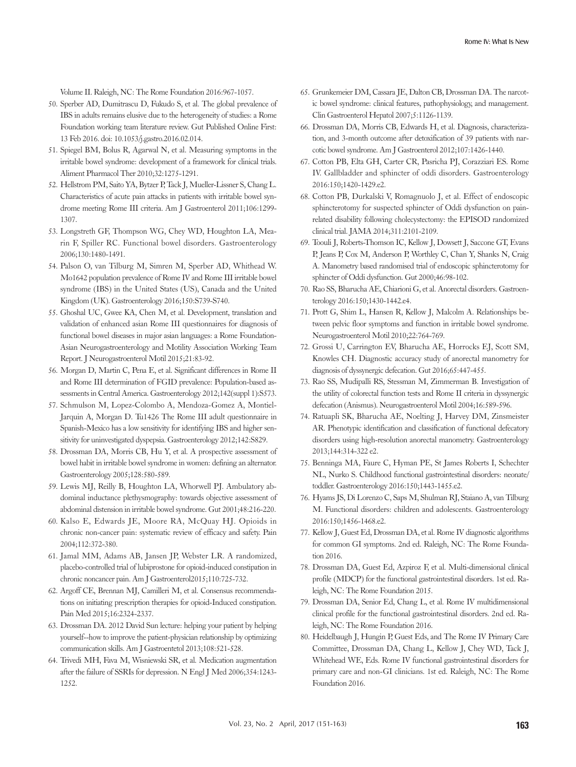Volume II. Raleigh, NC: The Rome Foundation 2016:967-1057.

50. Sperber AD, Dumitrascu D, Fukudo S, et al. The global prevalence of IBS in adults remains elusive due to the heterogeneity of studies: a Rome Foundation working team literature review. Gut Published Online First: 13 Feb 2016. doi: 10.1053/j.gastro.2016.02.014.
51. Spiegel BM, Bolus R, Agarwal N, et al. Measuring symptoms in the irritable bowel syndrome: development of a framework for clinical trials. Aliment Pharmacol Ther 2010;32:1275-1291.
52. Hellstrom PM, Saito YA, Bytzer P, Tack J, Mueller-Lissner S, Chang L. Characteristics of acute pain attacks in patients with irritable bowel syndrome meeting Rome III criteria. Am J Gastroenterol 2011;106:1299-1307.
53. Longstreth GF, Thompson WG, Chey WD, Houghton LA, Mearin F, Spiller RC. Functional bowel disorders. Gastroenterology 2006;130:1480-1491.
54. Palson O, van Tilburg M, Simren M, Sperber AD, Whithead W. Mo1642 population prevalence of Rome IV and Rome III irritable bowel syndrome (IBS) in the United States (US), Canada and the United Kingdom (UK). Gastroenterology 2016;150:S739-S740.
55. Ghoshal UC, Gwee KA, Chen M, et al. Development, translation and validation of enhanced asian Rome III questionnaires for diagnosis of functional bowel diseases in major asian languages: a Rome Foundation-Asian Neurogastroenterology and Motility Association Working Team Report. J Neurogastroenterol Motil 2015;21:83-92.
56. Morgan D, Martin C, Pena E, et al. Significant differences in Rome II and Rome III determination of FGID prevalence: Population-based assessments in Central America. Gastroenterology 2012;142(suppl 1):S573.
57. Schmulson M, Lopez-Colombo A, Mendoza-Gomez A, Montiel-Jarquin A, Morgan D. Tu1426 The Rome III adult questionnaire in Spanish-Mexico has a low sensitivity for identifying IBS and higher sensitivity for uninvestigated dyspepsia. Gastroenterology 2012;142:S829.
58. Drossman DA, Morris CB, Hu Y, et al. A prospective assessment of bowel habit in irritable bowel syndrome in women: defining an alternator. Gastroenterology 2005;128:580-589.
59. Lewis MJ, Reilly B, Houghton LA, Whorwell PJ. Ambulatory abdominal inductance plethysmography: towards objective assessment of abdominal distension in irritable bowel syndrome. Gut 2001;48:216-220.
60. Kalso E, Edwards JE, Moore RA, McQuay HJ. Opioids in chronic non-cancer pain: systematic review of efficacy and safety. Pain 2004;112:372-380.
61. Jamal MM, Adams AB, Jansen JP, Webster LR. A randomized, placebo-controlled trial of lubiprostone for opioid-induced constipation in chronic noncancer pain. Am J Gastroenterol2015;110:725-732.
62. Argoff CE, Brennan MJ, Camilleri M, et al. Consensus recommendations on initiating prescription therapies for opioid-Induced constipation. Pain Med 2015;16:2324-2337.
63. Drossman DA. 2012 David Sun lecture: helping your patient by helping yourself--how to improve the patient-physician relationship by optimizing communication skills. Am J Gastroentetol 2013;108:521-528.
64. Trivedi MH, Fava M, Wisniewski SR, et al. Medication augmentation after the failure of SSRIs for depression. N Engl J Med 2006;354:1243-1252.
65. Grunkemeier DM, Cassara JE, Dalton CB, Drossman DA. The narcotic bowel syndrome: clinical features, pathophysiology, and management. Clin Gastroenterol Hepatol 2007;5:1126-1139.
66. Drossman DA, Morris CB, Edwards H, et al. Diagnosis, characterization, and 3-month outcome after detoxification of 39 patients with narcotic bowel syndrome. Am J Gastroenterol 2012;107:1426-1440.
67. Cotton PB, Elta GH, Carter CR, Pasricha PJ, Corazziari ES. Rome IV. Gallbladder and sphincter of oddi disorders. Gastroenterology 2016:150;1420-1429.e2.
68. Cotton PB, Durkalski V, Romagnuolo J, et al. Effect of endoscopic sphincterotomy for suspected sphincter of Oddi dysfunction on pain-related disability following cholecystectomy: the EPISOD randomized clinical trial. JAMA 2014;311:2101-2109.
69. Toouli J, Roberts-Thomson IC, Kellow J, Dowsett J, Saccone GT, Evans P, Jeans P, Cox M, Anderson P, Worthley C, Chan Y, Shanks N, Craig A. Manometry based randomised trial of endoscopic sphincterotomy for sphincter of Oddi dysfunction. Gut 2000;46:98-102.
70. Rao SS, Bharucha AE, Chiarioni G, et al. Anorectal disorders. Gastroenterology 2016:150;1430-1442.e4.
71. Prott G, Shim L, Hansen R, Kellow J, Malcolm A. Relationships between pelvic floor symptoms and function in irritable bowel syndrome. Neurogastroenterol Motil 2010;22:764-769.
72. Grossi U, Carrington EV, Bharucha AE, Horrocks EJ, Scott SM, Knowles CH. Diagnostic accuracy study of anorectal manometry for diagnosis of dyssynergic defecation. Gut 2016;65:447-455.
73. Rao SS, Mudipalli RS, Stessman M, Zimmerman B. Investigation of the utility of colorectal function tests and Rome II criteria in dyssynergic defecation (Anismus). Neurogastroenterol Motil 2004;16:589-596.
74. Ratuapli SK, Bharucha AE, Noelting J, Harvey DM, Zinsmeister AR. Phenotypic identification and classification of functional defecatory disorders using high-resolution anorectal manometry. Gastroenterology 2013;144:314-322 e2.
75. Benninga MA, Faure C, Hyman PE, St James Roberts I, Schechter NL, Nurko S. Childhood functional gastrointestinal disorders: neonate/toddler. Gastroenterology 2016:150;1443-1455.e2.
76. Hyams JS, Di Lorenzo C, Saps M, Shulman RJ, Staiano A, van Tilburg M. Functional disorders: children and adolescents. Gastroenterology 2016:150;1456-1468.e2.
77. Kellow J, Guest Ed, Drossman DA, et al. Rome IV diagnostic algorithms for common GI symptoms. 2nd ed. Raleigh, NC: The Rome Foundation 2016.
78. Drossman DA, Guest Ed, Azpiroz F, et al. Multi-dimensional clinical profile (MDCP) for the functional gastrointestinal disorders. 1st ed. Raleigh, NC: The Rome Foundation 2015.
79. Drossman DA, Senior Ed, Chang L, et al. Rome IV multidimensional clinical profile for the functional gastrointestinal disorders. 2nd ed. Raleigh, NC: The Rome Foundation 2016.
80. Heidelbaugh J, Hungin P, Guest Eds, and The Rome IV Primary Care Committee, Drossman DA, Chang L, Kellow J, Chey WD, Tack J, Whitehead WE, Eds. Rome IV functional gastrointestinal disorders for primary care and non-GI clinicians. 1st ed. Raleigh, NC: The Rome Foundation 2016.